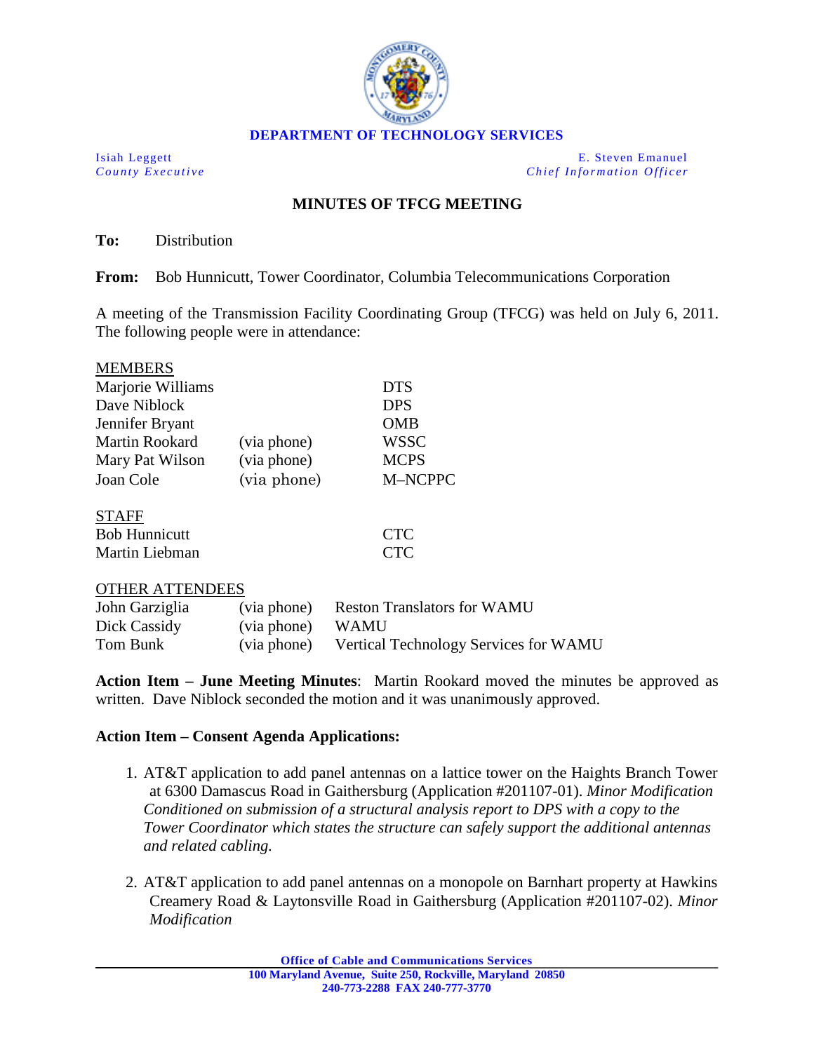**DEPARTMENT OF TECHNOLOGY SERVICES**

Isiah Leggett
*County Executive*

E. Steven Emanuel
*Chief Information Officer*

# MINUTES OF TFCG MEETING

**To:** Distribution

**From:** Bob Hunnicutt, Tower Coordinator, Columbia Telecommunications Corporation

A meeting of the Transmission Facility Coordinating Group (TFCG) was held on July 6, 2011. The following people were in attendance:

MEMBERS

| | | |
|---|---|---|
| Marjorie Williams | | DTS |
| Dave Niblock | | DPS |
| Jennifer Bryant | | OMB |
| Martin Rookard | (via phone) | WSSC |
| Mary Pat Wilson | (via phone) | MCPS |
| Joan Cole | (via phone) | M–NCPPC |

STAFF

| | |
|---|---|
| Bob Hunnicutt | CTC |
| Martin Liebman | CTC |

OTHER ATTENDEES

| | | |
|---|---|---|
| John Garziglia | (via phone) | Reston Translators for WAMU |
| Dick Cassidy | (via phone) | WAMU |
| Tom Bunk | (via phone) | Vertical Technology Services for WAMU |

**Action Item – June Meeting Minutes**: Martin Rookard moved the minutes be approved as written. Dave Niblock seconded the motion and it was unanimously approved.

**Action Item – Consent Agenda Applications:**

1. AT&T application to add panel antennas on a lattice tower on the Haights Branch Tower at 6300 Damascus Road in Gaithersburg (Application #201107-01). *Minor Modification Conditioned on submission of a structural analysis report to DPS with a copy to the Tower Coordinator which states the structure can safely support the additional antennas and related cabling.*

2. AT&T application to add panel antennas on a monopole on Barnhart property at Hawkins Creamery Road & Laytonsville Road in Gaithersburg (Application #201107-02). *Minor Modification*

Office of Cable and Communications Services
100 Maryland Avenue, Suite 250, Rockville, Maryland 20850
240-773-2288 FAX 240-777-3770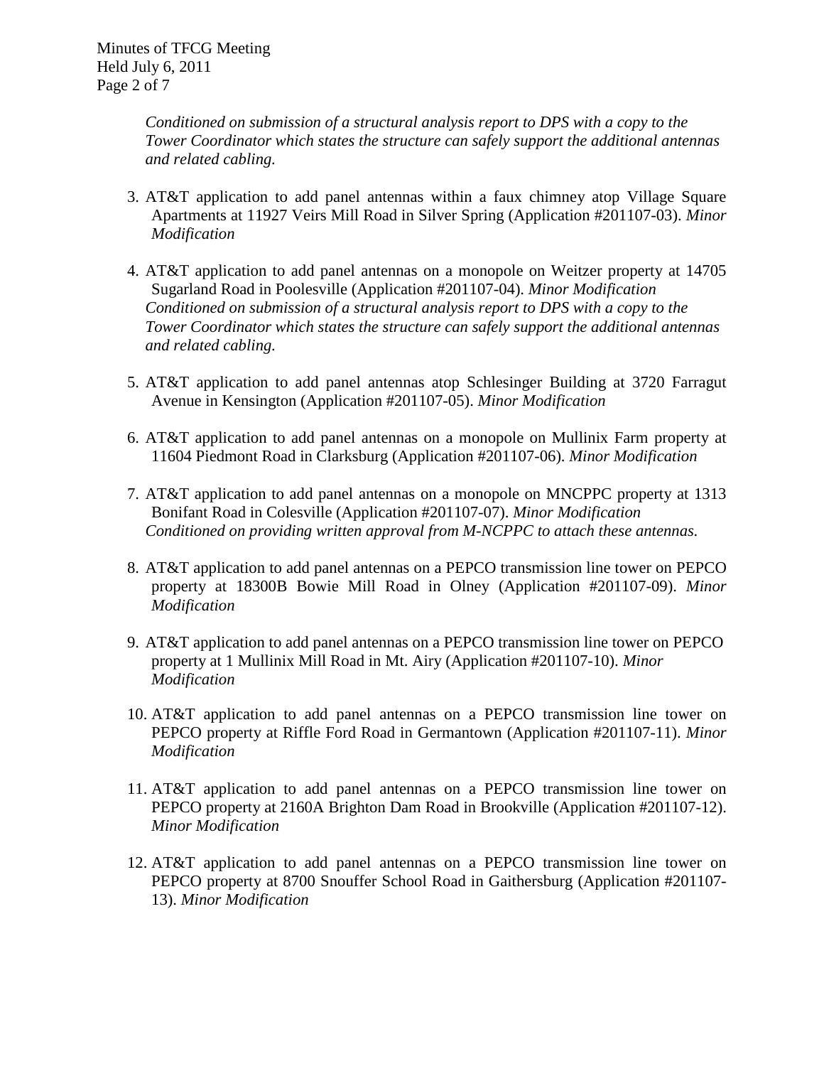*Conditioned on submission of a structural analysis report to DPS with a copy to the Tower Coordinator which states the structure can safely support the additional antennas and related cabling.*

3. AT&T application to add panel antennas within a faux chimney atop Village Square Apartments at 11927 Veirs Mill Road in Silver Spring (Application #201107-03). *Minor Modification*

4. AT&T application to add panel antennas on a monopole on Weitzer property at 14705 Sugarland Road in Poolesville (Application #201107-04). *Minor Modification*
   *Conditioned on submission of a structural analysis report to DPS with a copy to the Tower Coordinator which states the structure can safely support the additional antennas and related cabling.*

5. AT&T application to add panel antennas atop Schlesinger Building at 3720 Farragut Avenue in Kensington (Application #201107-05). *Minor Modification*

6. AT&T application to add panel antennas on a monopole on Mullinix Farm property at 11604 Piedmont Road in Clarksburg (Application #201107-06). *Minor Modification*

7. AT&T application to add panel antennas on a monopole on MNCPPC property at 1313 Bonifant Road in Colesville (Application #201107-07). *Minor Modification*
   *Conditioned on providing written approval from M-NCPPC to attach these antennas.*

8. AT&T application to add panel antennas on a PEPCO transmission line tower on PEPCO property at 18300B Bowie Mill Road in Olney (Application #201107-09). *Minor Modification*

9. AT&T application to add panel antennas on a PEPCO transmission line tower on PEPCO property at 1 Mullinix Mill Road in Mt. Airy (Application #201107-10). *Minor Modification*

10. AT&T application to add panel antennas on a PEPCO transmission line tower on PEPCO property at Riffle Ford Road in Germantown (Application #201107-11). *Minor Modification*

11. AT&T application to add panel antennas on a PEPCO transmission line tower on PEPCO property at 2160A Brighton Dam Road in Brookville (Application #201107-12). *Minor Modification*

12. AT&T application to add panel antennas on a PEPCO transmission line tower on PEPCO property at 8700 Snouffer School Road in Gaithersburg (Application #201107-13). *Minor Modification*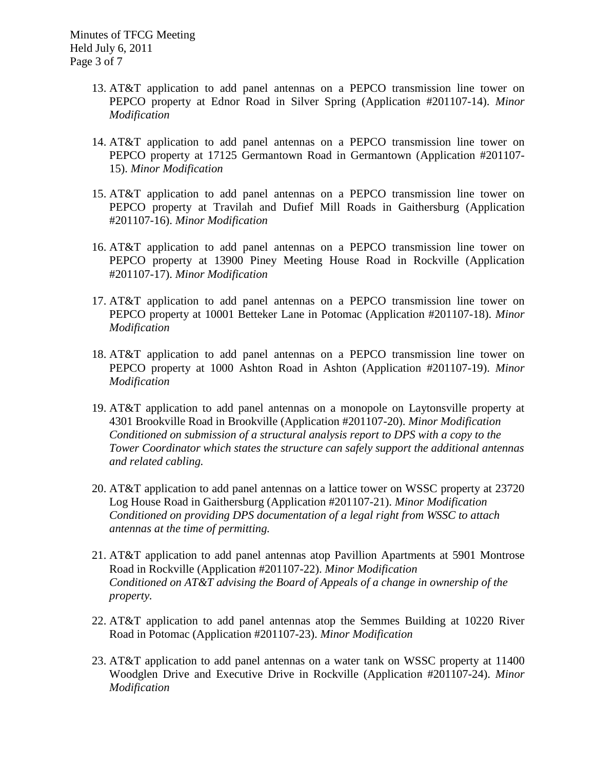13. AT&T application to add panel antennas on a PEPCO transmission line tower on PEPCO property at Ednor Road in Silver Spring (Application #201107-14). *Minor Modification*

14. AT&T application to add panel antennas on a PEPCO transmission line tower on PEPCO property at 17125 Germantown Road in Germantown (Application #201107-15). *Minor Modification*

15. AT&T application to add panel antennas on a PEPCO transmission line tower on PEPCO property at Travilah and Dufief Mill Roads in Gaithersburg (Application #201107-16). *Minor Modification*

16. AT&T application to add panel antennas on a PEPCO transmission line tower on PEPCO property at 13900 Piney Meeting House Road in Rockville (Application #201107-17). *Minor Modification*

17. AT&T application to add panel antennas on a PEPCO transmission line tower on PEPCO property at 10001 Betteker Lane in Potomac (Application #201107-18). *Minor Modification*

18. AT&T application to add panel antennas on a PEPCO transmission line tower on PEPCO property at 1000 Ashton Road in Ashton (Application #201107-19). *Minor Modification*

19. AT&T application to add panel antennas on a monopole on Laytonsville property at 4301 Brookville Road in Brookville (Application #201107-20). *Minor Modification Conditioned on submission of a structural analysis report to DPS with a copy to the Tower Coordinator which states the structure can safely support the additional antennas and related cabling.*

20. AT&T application to add panel antennas on a lattice tower on WSSC property at 23720 Log House Road in Gaithersburg (Application #201107-21). *Minor Modification Conditioned on providing DPS documentation of a legal right from WSSC to attach antennas at the time of permitting.*

21. AT&T application to add panel antennas atop Pavillion Apartments at 5901 Montrose Road in Rockville (Application #201107-22). *Minor Modification Conditioned on AT&T advising the Board of Appeals of a change in ownership of the property.*

22. AT&T application to add panel antennas atop the Semmes Building at 10220 River Road in Potomac (Application #201107-23). *Minor Modification*

23. AT&T application to add panel antennas on a water tank on WSSC property at 11400 Woodglen Drive and Executive Drive in Rockville (Application #201107-24). *Minor Modification*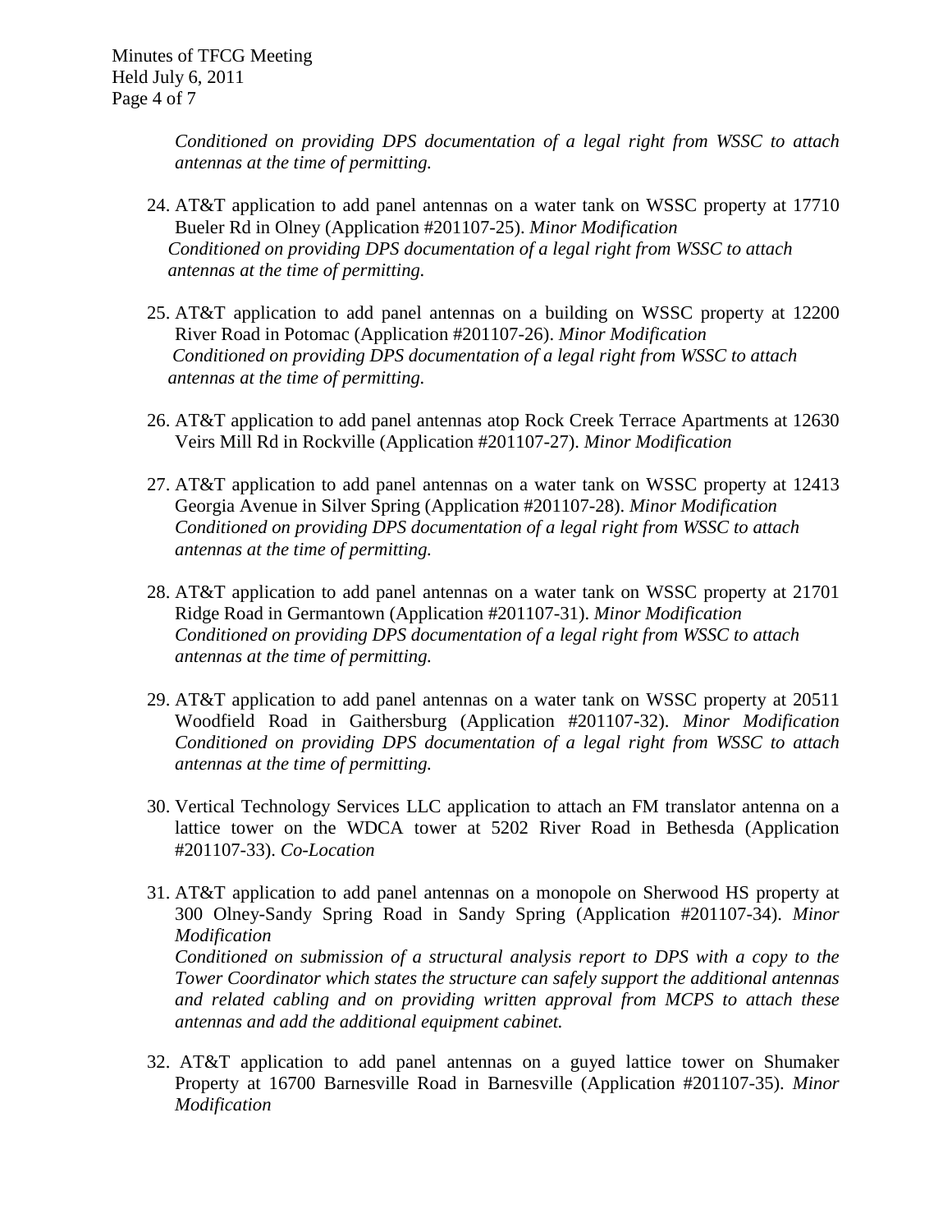*Conditioned on providing DPS documentation of a legal right from WSSC to attach antennas at the time of permitting.*

24. AT&T application to add panel antennas on a water tank on WSSC property at 17710 Bueler Rd in Olney (Application #201107-25). *Minor Modification*
 *Conditioned on providing DPS documentation of a legal right from WSSC to attach antennas at the time of permitting.*

25. AT&T application to add panel antennas on a building on WSSC property at 12200 River Road in Potomac (Application #201107-26). *Minor Modification*
 *Conditioned on providing DPS documentation of a legal right from WSSC to attach antennas at the time of permitting.*

26. AT&T application to add panel antennas atop Rock Creek Terrace Apartments at 12630 Veirs Mill Rd in Rockville (Application #201107-27). *Minor Modification*

27. AT&T application to add panel antennas on a water tank on WSSC property at 12413 Georgia Avenue in Silver Spring (Application #201107-28). *Minor Modification*
 *Conditioned on providing DPS documentation of a legal right from WSSC to attach antennas at the time of permitting.*

28. AT&T application to add panel antennas on a water tank on WSSC property at 21701 Ridge Road in Germantown (Application #201107-31). *Minor Modification*
 *Conditioned on providing DPS documentation of a legal right from WSSC to attach antennas at the time of permitting.*

29. AT&T application to add panel antennas on a water tank on WSSC property at 20511 Woodfield Road in Gaithersburg (Application #201107-32). *Minor Modification*
 *Conditioned on providing DPS documentation of a legal right from WSSC to attach antennas at the time of permitting.*

30. Vertical Technology Services LLC application to attach an FM translator antenna on a lattice tower on the WDCA tower at 5202 River Road in Bethesda (Application #201107-33). *Co-Location*

31. AT&T application to add panel antennas on a monopole on Sherwood HS property at 300 Olney-Sandy Spring Road in Sandy Spring (Application #201107-34). *Minor Modification*
 *Conditioned on submission of a structural analysis report to DPS with a copy to the Tower Coordinator which states the structure can safely support the additional antennas and related cabling and on providing written approval from MCPS to attach these antennas and add the additional equipment cabinet.*

32. AT&T application to add panel antennas on a guyed lattice tower on Shumaker Property at 16700 Barnesville Road in Barnesville (Application #201107-35). *Minor Modification*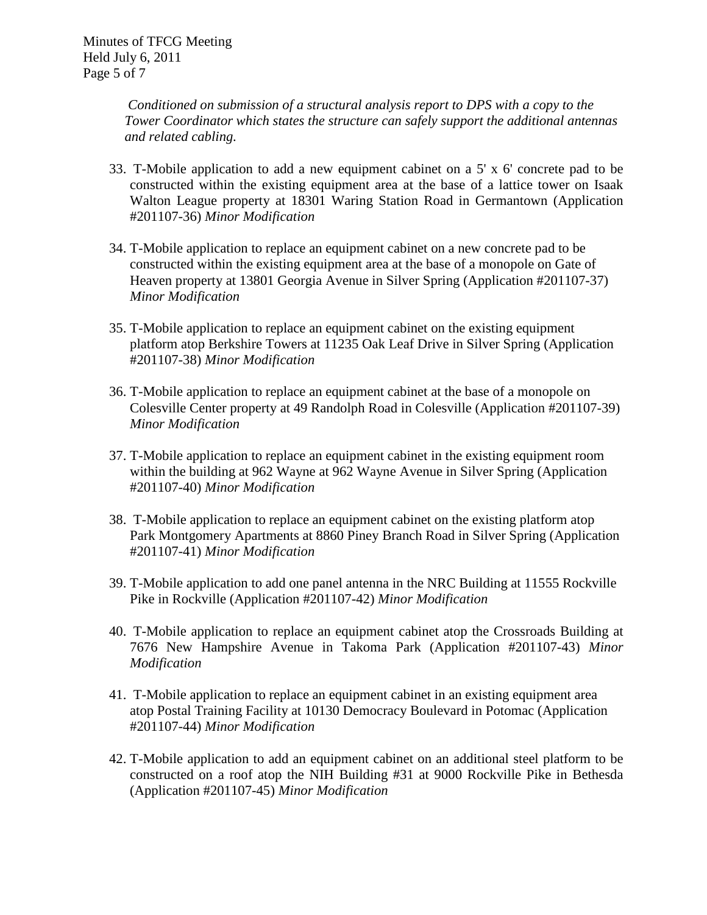*Conditioned on submission of a structural analysis report to DPS with a copy to the Tower Coordinator which states the structure can safely support the additional antennas and related cabling.*

33. T-Mobile application to add a new equipment cabinet on a 5' x 6' concrete pad to be constructed within the existing equipment area at the base of a lattice tower on Isaak Walton League property at 18301 Waring Station Road in Germantown (Application #201107-36) *Minor Modification*

34. T-Mobile application to replace an equipment cabinet on a new concrete pad to be constructed within the existing equipment area at the base of a monopole on Gate of Heaven property at 13801 Georgia Avenue in Silver Spring (Application #201107-37) *Minor Modification*

35. T-Mobile application to replace an equipment cabinet on the existing equipment platform atop Berkshire Towers at 11235 Oak Leaf Drive in Silver Spring (Application #201107-38) *Minor Modification*

36. T-Mobile application to replace an equipment cabinet at the base of a monopole on Colesville Center property at 49 Randolph Road in Colesville (Application #201107-39) *Minor Modification*

37. T-Mobile application to replace an equipment cabinet in the existing equipment room within the building at 962 Wayne at 962 Wayne Avenue in Silver Spring (Application #201107-40) *Minor Modification*

38. T-Mobile application to replace an equipment cabinet on the existing platform atop Park Montgomery Apartments at 8860 Piney Branch Road in Silver Spring (Application #201107-41) *Minor Modification*

39. T-Mobile application to add one panel antenna in the NRC Building at 11555 Rockville Pike in Rockville (Application #201107-42) *Minor Modification*

40. T-Mobile application to replace an equipment cabinet atop the Crossroads Building at 7676 New Hampshire Avenue in Takoma Park (Application #201107-43) *Minor Modification*

41. T-Mobile application to replace an equipment cabinet in an existing equipment area atop Postal Training Facility at 10130 Democracy Boulevard in Potomac (Application #201107-44) *Minor Modification*

42. T-Mobile application to add an equipment cabinet on an additional steel platform to be constructed on a roof atop the NIH Building #31 at 9000 Rockville Pike in Bethesda (Application #201107-45) *Minor Modification*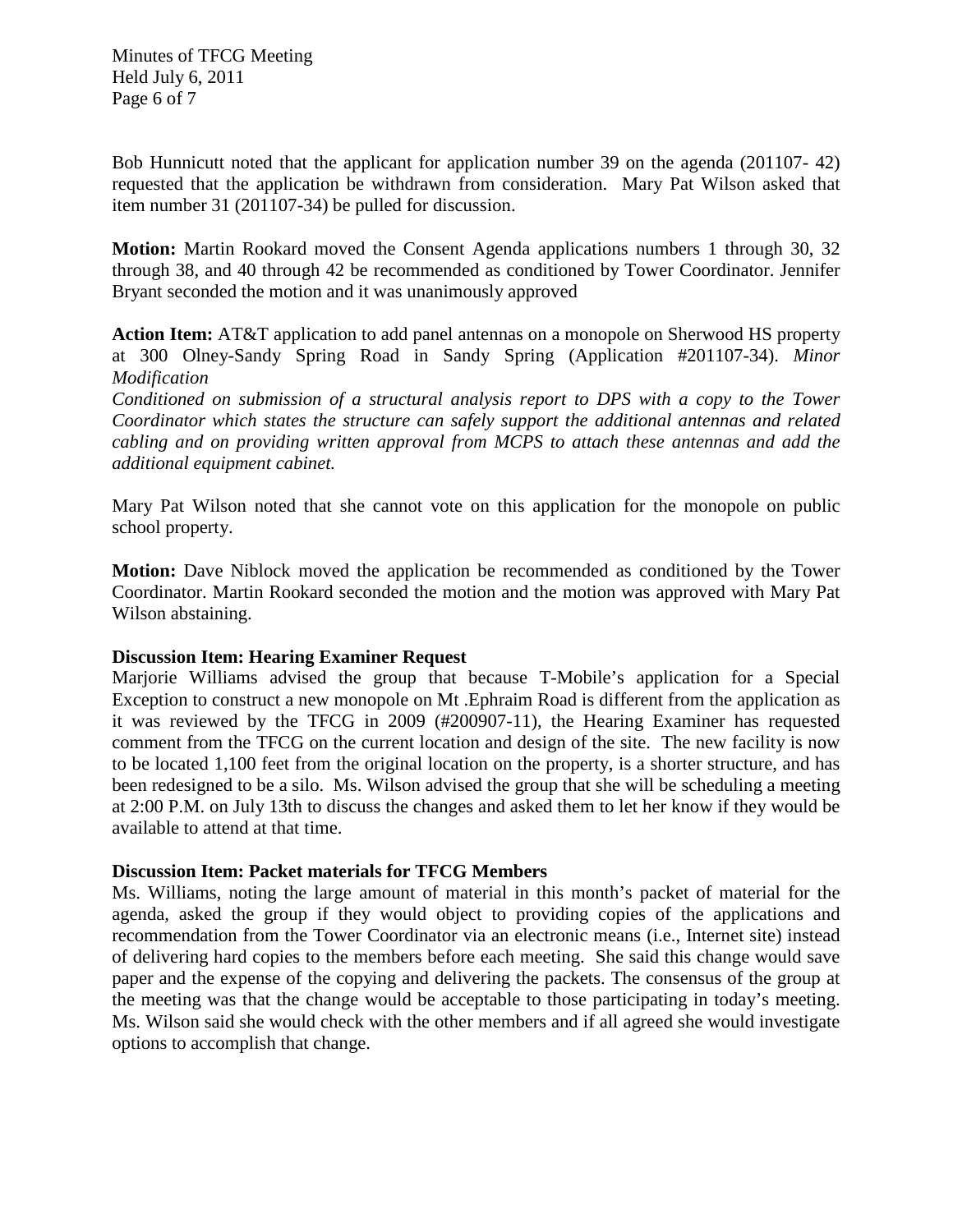Bob Hunnicutt noted that the applicant for application number 39 on the agenda (201107- 42) requested that the application be withdrawn from consideration. Mary Pat Wilson asked that item number 31 (201107-34) be pulled for discussion.

**Motion:** Martin Rookard moved the Consent Agenda applications numbers 1 through 30, 32 through 38, and 40 through 42 be recommended as conditioned by Tower Coordinator. Jennifer Bryant seconded the motion and it was unanimously approved

**Action Item:** AT&T application to add panel antennas on a monopole on Sherwood HS property at 300 Olney-Sandy Spring Road in Sandy Spring (Application #201107-34). *Minor Modification*

*Conditioned on submission of a structural analysis report to DPS with a copy to the Tower Coordinator which states the structure can safely support the additional antennas and related cabling and on providing written approval from MCPS to attach these antennas and add the additional equipment cabinet.*

Mary Pat Wilson noted that she cannot vote on this application for the monopole on public school property.

**Motion:** Dave Niblock moved the application be recommended as conditioned by the Tower Coordinator. Martin Rookard seconded the motion and the motion was approved with Mary Pat Wilson abstaining.

**Discussion Item: Hearing Examiner Request**

Marjorie Williams advised the group that because T-Mobile's application for a Special Exception to construct a new monopole on Mt .Ephraim Road is different from the application as it was reviewed by the TFCG in 2009 (#200907-11), the Hearing Examiner has requested comment from the TFCG on the current location and design of the site. The new facility is now to be located 1,100 feet from the original location on the property, is a shorter structure, and has been redesigned to be a silo. Ms. Wilson advised the group that she will be scheduling a meeting at 2:00 P.M. on July 13th to discuss the changes and asked them to let her know if they would be available to attend at that time.

**Discussion Item: Packet materials for TFCG Members**

Ms. Williams, noting the large amount of material in this month's packet of material for the agenda, asked the group if they would object to providing copies of the applications and recommendation from the Tower Coordinator via an electronic means (i.e., Internet site) instead of delivering hard copies to the members before each meeting. She said this change would save paper and the expense of the copying and delivering the packets. The consensus of the group at the meeting was that the change would be acceptable to those participating in today's meeting. Ms. Wilson said she would check with the other members and if all agreed she would investigate options to accomplish that change.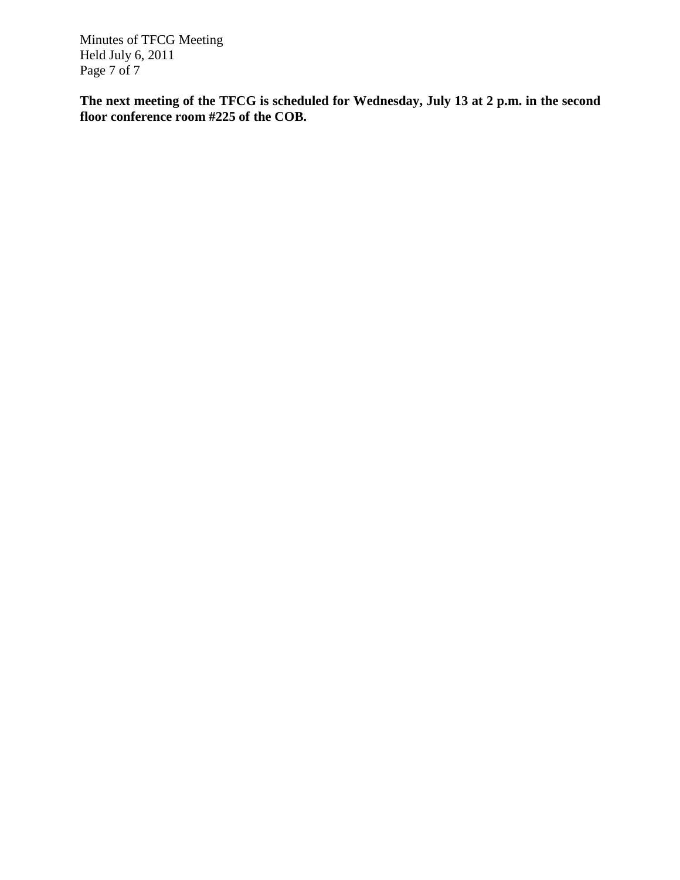**The next meeting of the TFCG is scheduled for Wednesday, July 13 at 2 p.m. in the second floor conference room #225 of the COB.**